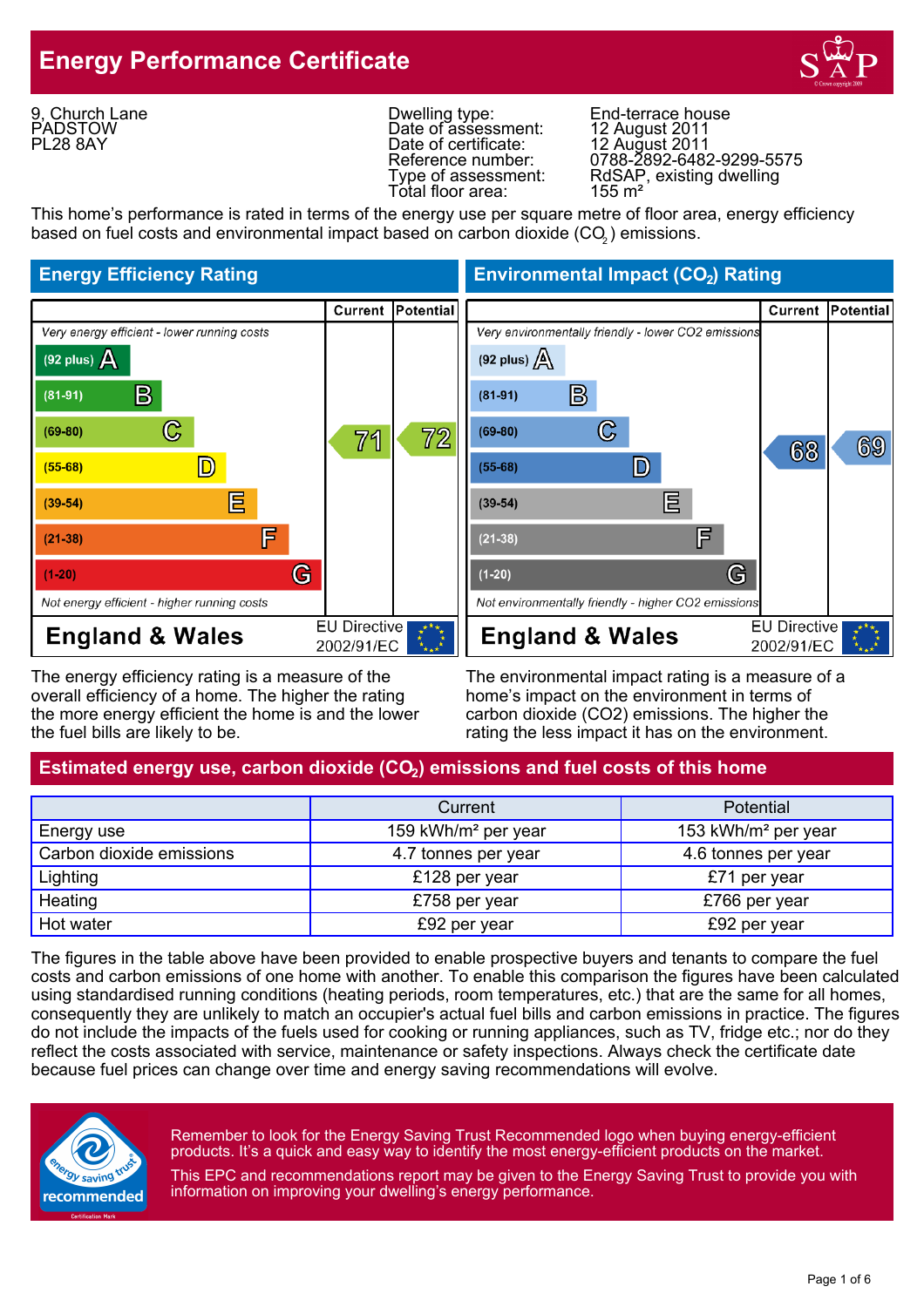# Energy Performance Certificate

9, Church Lane
PADSTOW
PL28 8AY

| | |
|---|---|
| Dwelling type: | End-terrace house |
| Date of assessment: | 12 August 2011 |
| Date of certificate: | 12 August 2011 |
| Reference number: | 0788-2892-6482-9299-5575 |
| Type of assessment: | RdSAP, existing dwelling |
| Total floor area: | 155 m² |

This home's performance is rated in terms of the energy use per square metre of floor area, energy efficiency based on fuel costs and environmental impact based on carbon dioxide ($CO_2$) emissions.

## Energy Efficiency Rating

| | Current | Potential |
|---|---|---|
| *Very energy efficient - lower running costs* | | |
| (92 plus) A | | |
| (81-91) B | | |
| (69-80) C | 71 | 72 |
| (55-68) D | | |
| (39-54) E | | |
| (21-38) F | | |
| (1-20) G | | |
| *Not energy efficient - higher running costs* | | |

England & Wales — EU Directive 2002/91/EC

## Environmental Impact ($CO_2$) Rating

| | Current | Potential |
|---|---|---|
| *Very environmentally friendly - lower CO2 emissions* | | |
| (92 plus) A | | |
| (81-91) B | | |
| (69-80) C | | 69 |
| (55-68) D | 68 | |
| (39-54) E | | |
| (21-38) F | | |
| (1-20) G | | |
| *Not environmentally friendly - higher CO2 emissions* | | |

England & Wales — EU Directive 2002/91/EC

The energy efficiency rating is a measure of the overall efficiency of a home. The higher the rating the more energy efficient the home is and the lower the fuel bills are likely to be.

The environmental impact rating is a measure of a home's impact on the environment in terms of carbon dioxide (CO2) emissions. The higher the rating the less impact it has on the environment.

## Estimated energy use, carbon dioxide ($CO_2$) emissions and fuel costs of this home

| | Current | Potential |
|---|---|---|
| Energy use | 159 kWh/m² per year | 153 kWh/m² per year |
| Carbon dioxide emissions | 4.7 tonnes per year | 4.6 tonnes per year |
| Lighting | £128 per year | £71 per year |
| Heating | £758 per year | £766 per year |
| Hot water | £92 per year | £92 per year |

The figures in the table above have been provided to enable prospective buyers and tenants to compare the fuel costs and carbon emissions of one home with another. To enable this comparison the figures have been calculated using standardised running conditions (heating periods, room temperatures, etc.) that are the same for all homes, consequently they are unlikely to match an occupier's actual fuel bills and carbon emissions in practice. The figures do not include the impacts of the fuels used for cooking or running appliances, such as TV, fridge etc.; nor do they reflect the costs associated with service, maintenance or safety inspections. Always check the certificate date because fuel prices can change over time and energy saving recommendations will evolve.

Remember to look for the Energy Saving Trust Recommended logo when buying energy-efficient products. It's a quick and easy way to identify the most energy-efficient products on the market.

This EPC and recommendations report may be given to the Energy Saving Trust to provide you with information on improving your dwelling's energy performance.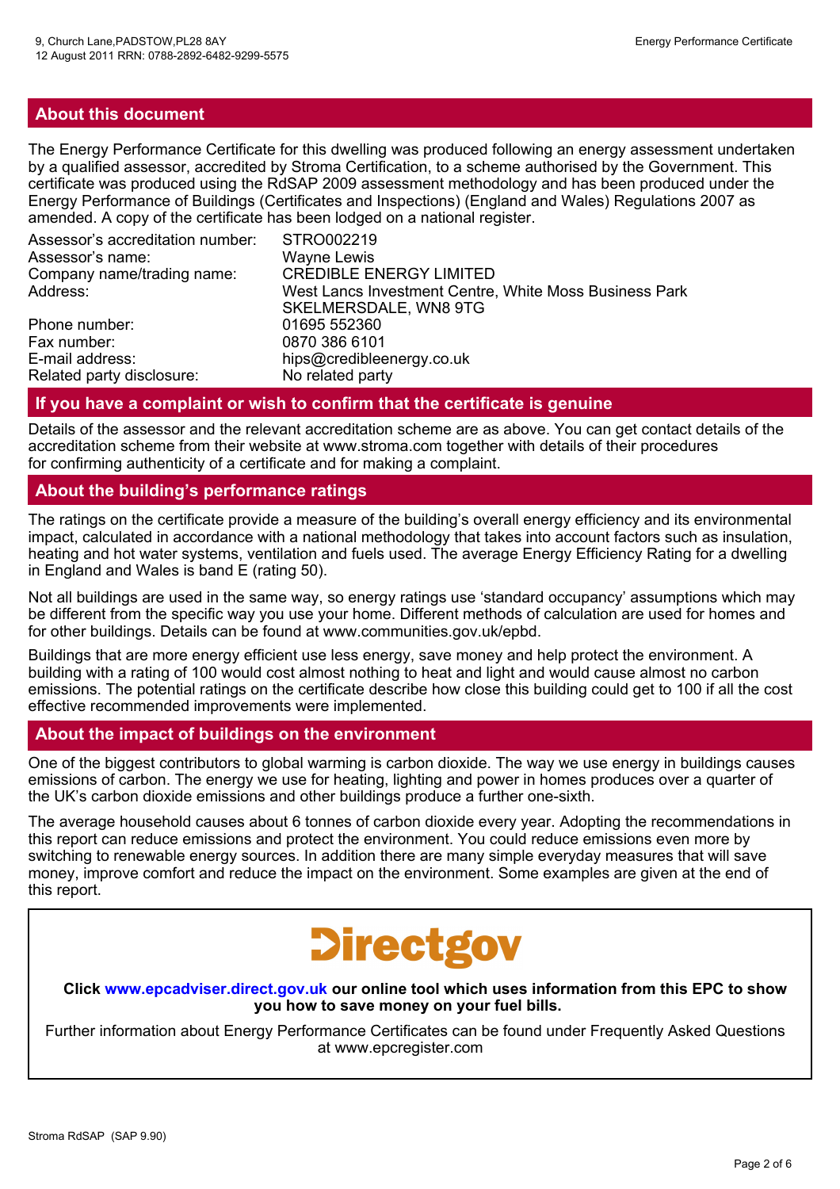## About this document

The Energy Performance Certificate for this dwelling was produced following an energy assessment undertaken by a qualified assessor, accredited by Stroma Certification, to a scheme authorised by the Government. This certificate was produced using the RdSAP 2009 assessment methodology and has been produced under the Energy Performance of Buildings (Certificates and Inspections) (England and Wales) Regulations 2007 as amended. A copy of the certificate has been lodged on a national register.

| | |
|---|---|
| Assessor's accreditation number: | STRO002219 |
| Assessor's name: | Wayne Lewis |
| Company name/trading name: | CREDIBLE ENERGY LIMITED |
| Address: | West Lancs Investment Centre, White Moss Business Park SKELMERSDALE, WN8 9TG |
| Phone number: | 01695 552360 |
| Fax number: | 0870 386 6101 |
| E-mail address: | hips@credibleenergy.co.uk |
| Related party disclosure: | No related party |

## If you have a complaint or wish to confirm that the certificate is genuine

Details of the assessor and the relevant accreditation scheme are as above. You can get contact details of the accreditation scheme from their website at www.stroma.com together with details of their procedures for confirming authenticity of a certificate and for making a complaint.

## About the building's performance ratings

The ratings on the certificate provide a measure of the building's overall energy efficiency and its environmental impact, calculated in accordance with a national methodology that takes into account factors such as insulation, heating and hot water systems, ventilation and fuels used. The average Energy Efficiency Rating for a dwelling in England and Wales is band E (rating 50).

Not all buildings are used in the same way, so energy ratings use 'standard occupancy' assumptions which may be different from the specific way you use your home. Different methods of calculation are used for homes and for other buildings. Details can be found at www.communities.gov.uk/epbd.

Buildings that are more energy efficient use less energy, save money and help protect the environment. A building with a rating of 100 would cost almost nothing to heat and light and would cause almost no carbon emissions. The potential ratings on the certificate describe how close this building could get to 100 if all the cost effective recommended improvements were implemented.

## About the impact of buildings on the environment

One of the biggest contributors to global warming is carbon dioxide. The way we use energy in buildings causes emissions of carbon. The energy we use for heating, lighting and power in homes produces over a quarter of the UK's carbon dioxide emissions and other buildings produce a further one-sixth.

The average household causes about 6 tonnes of carbon dioxide every year. Adopting the recommendations in this report can reduce emissions and protect the environment. You could reduce emissions even more by switching to renewable energy sources. In addition there are many simple everyday measures that will save money, improve comfort and reduce the impact on the environment. Some examples are given at the end of this report.

**Directgov**

**Click www.epcadviser.direct.gov.uk our online tool which uses information from this EPC to show you how to save money on your fuel bills.**

Further information about Energy Performance Certificates can be found under Frequently Asked Questions at www.epcregister.com

Stroma RdSAP (SAP 9.90)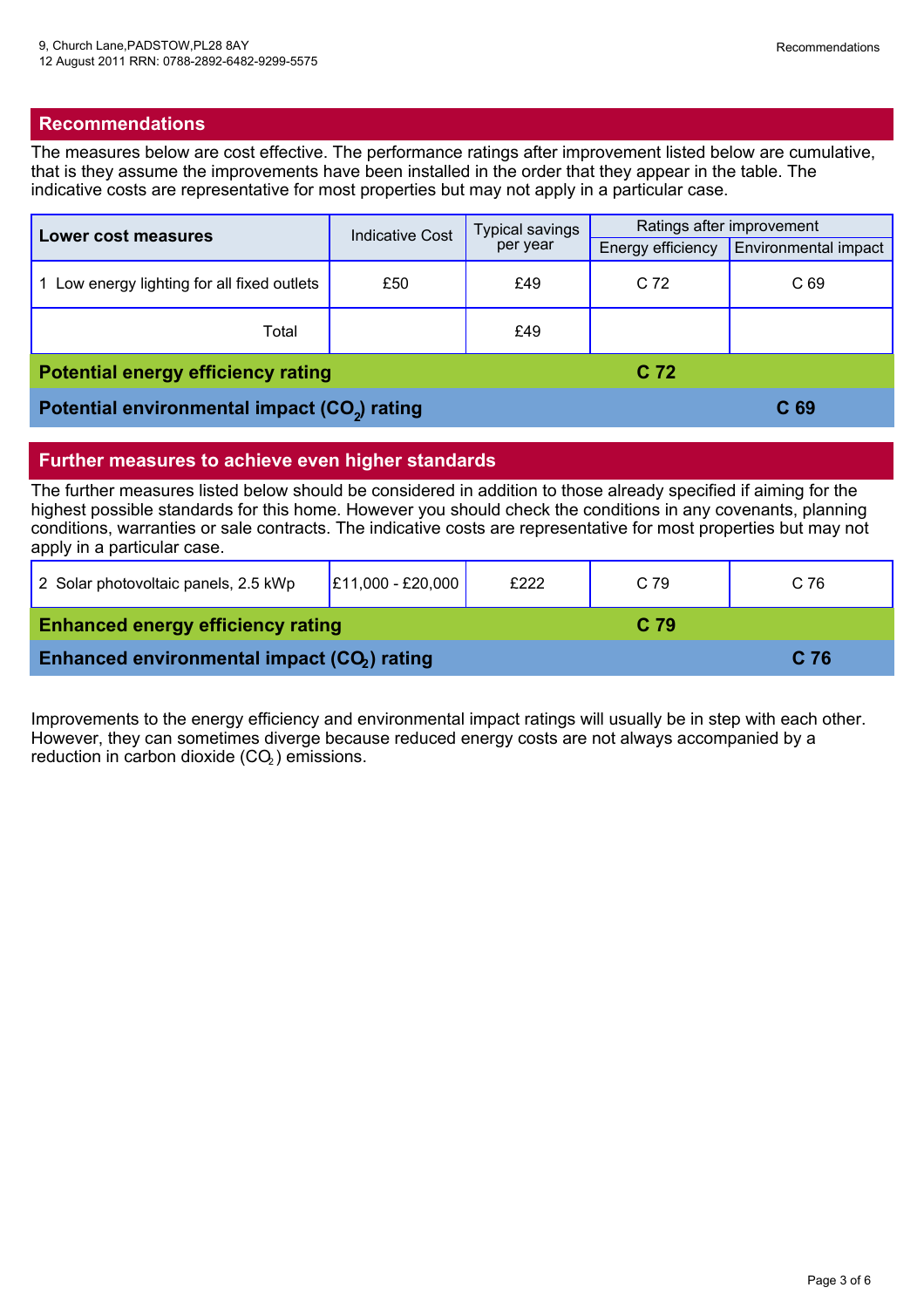## Recommendations

The measures below are cost effective. The performance ratings after improvement listed below are cumulative, that is they assume the improvements have been installed in the order that they appear in the table. The indicative costs are representative for most properties but may not apply in a particular case.

| Lower cost measures | Indicative Cost | Typical savings per year | Ratings after improvement | |
|---|---|---|---|---|
| | | | Energy efficiency | Environmental impact |
| 1 Low energy lighting for all fixed outlets | £50 | £49 | C 72 | C 69 |
| Total | | £49 | | |
| **Potential energy efficiency rating** | | | **C 72** | |
| **Potential environmental impact ($CO_2$) rating** | | | | **C 69** |

## Further measures to achieve even higher standards

The further measures listed below should be considered in addition to those already specified if aiming for the highest possible standards for this home. However you should check the conditions in any covenants, planning conditions, warranties or sale contracts. The indicative costs are representative for most properties but may not apply in a particular case.

| Measure | Indicative Cost | Typical savings per year | Energy efficiency | Environmental impact |
|---|---|---|---|---|
| 2 Solar photovoltaic panels, 2.5 kWp | £11,000 - £20,000 | £222 | C 79 | C 76 |
| **Enhanced energy efficiency rating** | | | **C 79** | |
| **Enhanced environmental impact ($CO_2$) rating** | | | | **C 76** |

Improvements to the energy efficiency and environmental impact ratings will usually be in step with each other. However, they can sometimes diverge because reduced energy costs are not always accompanied by a reduction in carbon dioxide ($CO_2$) emissions.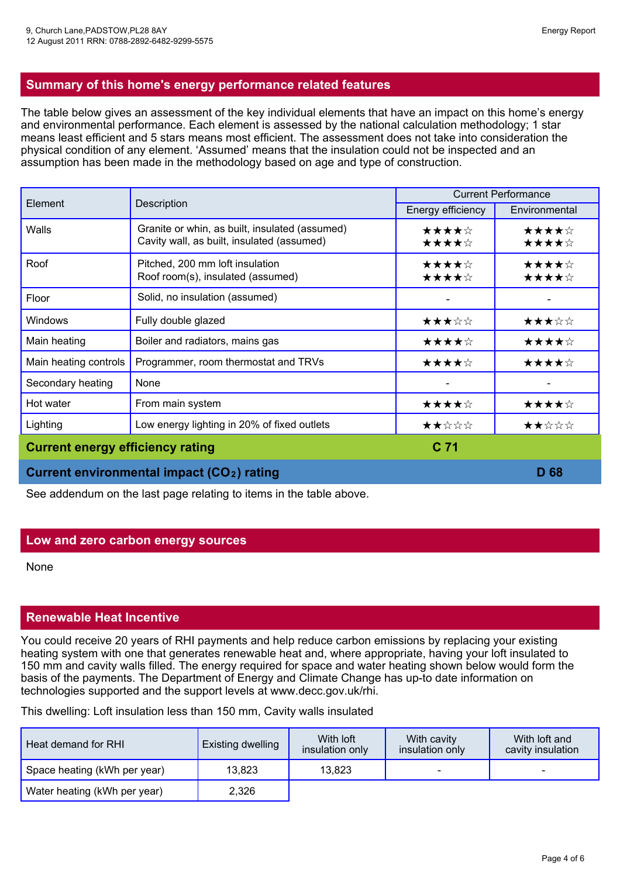## Summary of this home's energy performance related features

The table below gives an assessment of the key individual elements that have an impact on this home's energy and environmental performance. Each element is assessed by the national calculation methodology; 1 star means least efficient and 5 stars means most efficient. The assessment does not take into consideration the physical condition of any element. 'Assumed' means that the insulation could not be inspected and an assumption has been made in the methodology based on age and type of construction.

| Element | Description | Current Performance | |
|---|---|---|---|
| | | Energy efficiency | Environmental |
| Walls | Granite or whin, as built, insulated (assumed)<br>Cavity wall, as built, insulated (assumed) | ★★★★☆<br>★★★★☆ | ★★★★☆<br>★★★★☆ |
| Roof | Pitched, 200 mm loft insulation<br>Roof room(s), insulated (assumed) | ★★★★☆<br>★★★★☆ | ★★★★☆<br>★★★★☆ |
| Floor | Solid, no insulation (assumed) | - | - |
| Windows | Fully double glazed | ★★★☆☆ | ★★★☆☆ |
| Main heating | Boiler and radiators, mains gas | ★★★★☆ | ★★★★☆ |
| Main heating controls | Programmer, room thermostat and TRVs | ★★★★☆ | ★★★★☆ |
| Secondary heating | None | - | - |
| Hot water | From main system | ★★★★☆ | ★★★★☆ |
| Lighting | Low energy lighting in 20% of fixed outlets | ★★☆☆☆ | ★★☆☆☆ |
| **Current energy efficiency rating** | | **C 71** | |
| **Current environmental impact ($CO_2$) rating** | | | **D 68** |

See addendum on the last page relating to items in the table above.

## Low and zero carbon energy sources

None

## Renewable Heat Incentive

You could receive 20 years of RHI payments and help reduce carbon emissions by replacing your existing heating system with one that generates renewable heat and, where appropriate, having your loft insulated to 150 mm and cavity walls filled. The energy required for space and water heating shown below would form the basis of the payments. The Department of Energy and Climate Change has up-to date information on technologies supported and the support levels at www.decc.gov.uk/rhi.

This dwelling: Loft insulation less than 150 mm, Cavity walls insulated

| Heat demand for RHI | Existing dwelling | With loft insulation only | With cavity insulation only | With loft and cavity insulation |
|---|---|---|---|---|
| Space heating (kWh per year) | 13,823 | 13,823 | - | - |
| Water heating (kWh per year) | 2,326 | | | |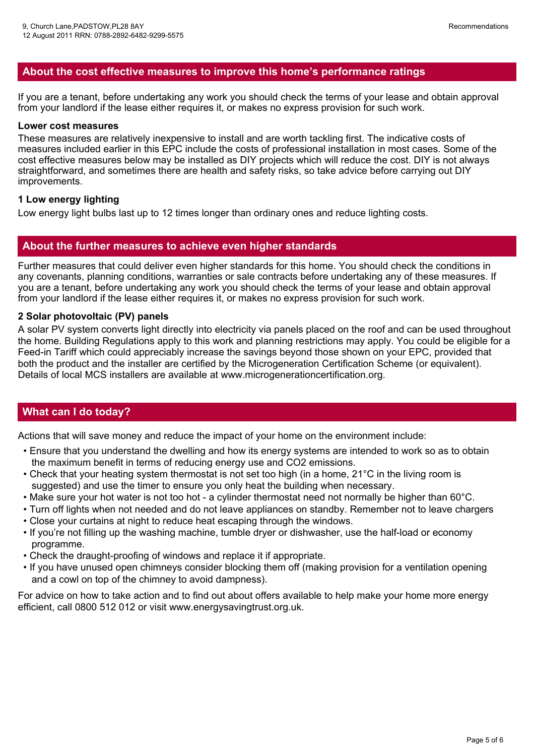## About the cost effective measures to improve this home's performance ratings

If you are a tenant, before undertaking any work you should check the terms of your lease and obtain approval from your landlord if the lease either requires it, or makes no express provision for such work.

**Lower cost measures**

These measures are relatively inexpensive to install and are worth tackling first. The indicative costs of measures included earlier in this EPC include the costs of professional installation in most cases. Some of the cost effective measures below may be installed as DIY projects which will reduce the cost. DIY is not always straightforward, and sometimes there are health and safety risks, so take advice before carrying out DIY improvements.

**1 Low energy lighting**

Low energy light bulbs last up to 12 times longer than ordinary ones and reduce lighting costs.

## About the further measures to achieve even higher standards

Further measures that could deliver even higher standards for this home. You should check the conditions in any covenants, planning conditions, warranties or sale contracts before undertaking any of these measures. If you are a tenant, before undertaking any work you should check the terms of your lease and obtain approval from your landlord if the lease either requires it, or makes no express provision for such work.

**2 Solar photovoltaic (PV) panels**

A solar PV system converts light directly into electricity via panels placed on the roof and can be used throughout the home. Building Regulations apply to this work and planning restrictions may apply. You could be eligible for a Feed-in Tariff which could appreciably increase the savings beyond those shown on your EPC, provided that both the product and the installer are certified by the Microgeneration Certification Scheme (or equivalent). Details of local MCS installers are available at www.microgenerationcertification.org.

## What can I do today?

Actions that will save money and reduce the impact of your home on the environment include:

- Ensure that you understand the dwelling and how its energy systems are intended to work so as to obtain the maximum benefit in terms of reducing energy use and $CO_2$ emissions.
- Check that your heating system thermostat is not set too high (in a home, 21°C in the living room is suggested) and use the timer to ensure you only heat the building when necessary.
- Make sure your hot water is not too hot - a cylinder thermostat need not normally be higher than 60°C.
- Turn off lights when not needed and do not leave appliances on standby. Remember not to leave chargers
- Close your curtains at night to reduce heat escaping through the windows.
- If you're not filling up the washing machine, tumble dryer or dishwasher, use the half-load or economy programme.
- Check the draught-proofing of windows and replace it if appropriate.
- If you have unused open chimneys consider blocking them off (making provision for a ventilation opening and a cowl on top of the chimney to avoid dampness).

For advice on how to take action and to find out about offers available to help make your home more energy efficient, call 0800 512 012 or visit www.energysavingtrust.org.uk.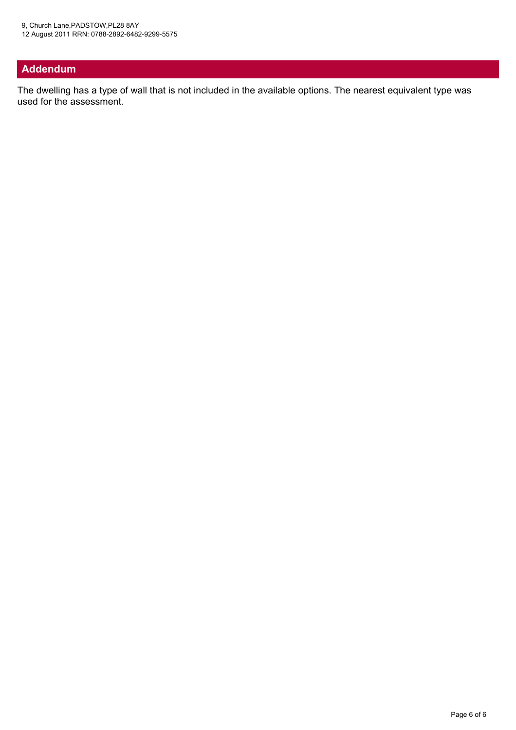## Addendum

The dwelling has a type of wall that is not included in the available options. The nearest equivalent type was used for the assessment.